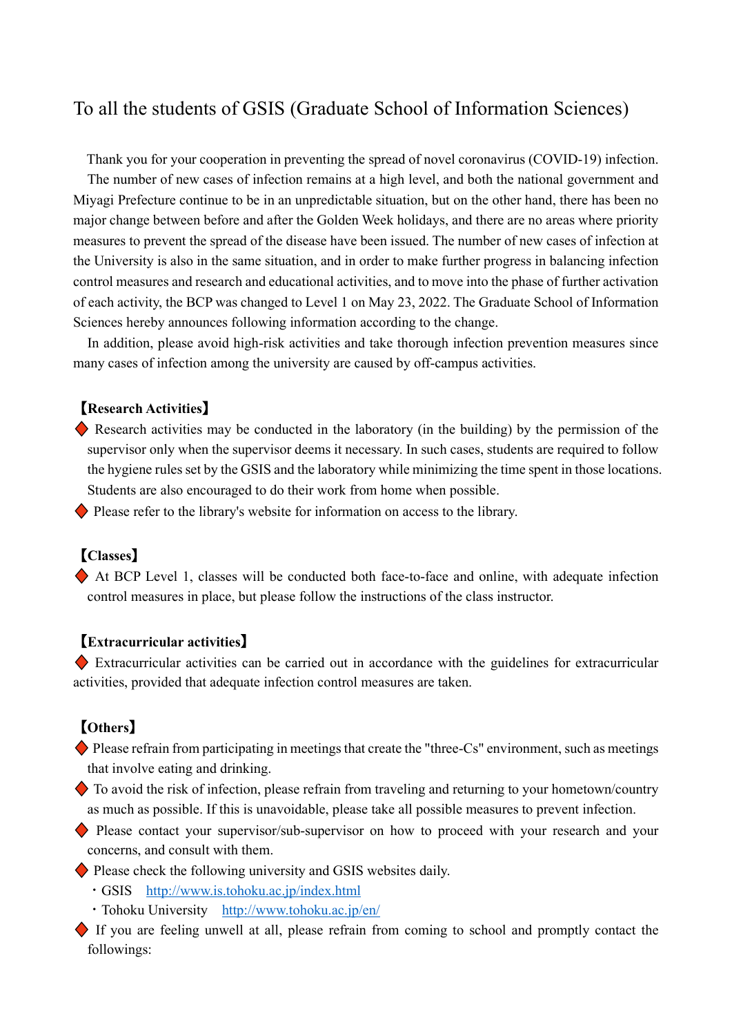# To all the students of GSIS (Graduate School of Information Sciences)

Thank you for your cooperation in preventing the spread of novel coronavirus (COVID-19) infection.

The number of new cases of infection remains at a high level, and both the national government and Miyagi Prefecture continue to be in an unpredictable situation, but on the other hand, there has been no major change between before and after the Golden Week holidays, and there are no areas where priority measures to prevent the spread of the disease have been issued. The number of new cases of infection at the University is also in the same situation, and in order to make further progress in balancing infection control measures and research and educational activities, and to move into the phase of further activation of each activity, the BCP was changed to Level 1 on May 23, 2022. The Graduate School of Information Sciences hereby announces following information according to the change.

In addition, please avoid high-risk activities and take thorough infection prevention measures since many cases of infection among the university are caused by off-campus activities.

**【Research Activities】**

- ◆ Research activities may be conducted in the laboratory (in the building) by the permission of the supervisor only when the supervisor deems it necessary. In such cases, students are required to follow the hygiene rules set by the GSIS and the laboratory while minimizing the time spent in those locations. Students are also encouraged to do their work from home when possible.
- ◆ Please refer to the library's website for information on access to the library.

**【Classes】**

- ◆ At BCP Level 1, classes will be conducted both face-to-face and online, with adequate infection control measures in place, but please follow the instructions of the class instructor.

**【Extracurricular activities】**

- ◆ Extracurricular activities can be carried out in accordance with the guidelines for extracurricular activities, provided that adequate infection control measures are taken.

**【Others】**

- ◆ Please refrain from participating in meetings that create the "three-Cs" environment, such as meetings that involve eating and drinking.
- ◆ To avoid the risk of infection, please refrain from traveling and returning to your hometown/country as much as possible. If this is unavoidable, please take all possible measures to prevent infection.
- ◆ Please contact your supervisor/sub-supervisor on how to proceed with your research and your concerns, and consult with them.
- ◆ Please check the following university and GSIS websites daily.
  - ・GSIS http://www.is.tohoku.ac.jp/index.html
  - ・Tohoku University http://www.tohoku.ac.jp/en/
- ◆ If you are feeling unwell at all, please refrain from coming to school and promptly contact the followings: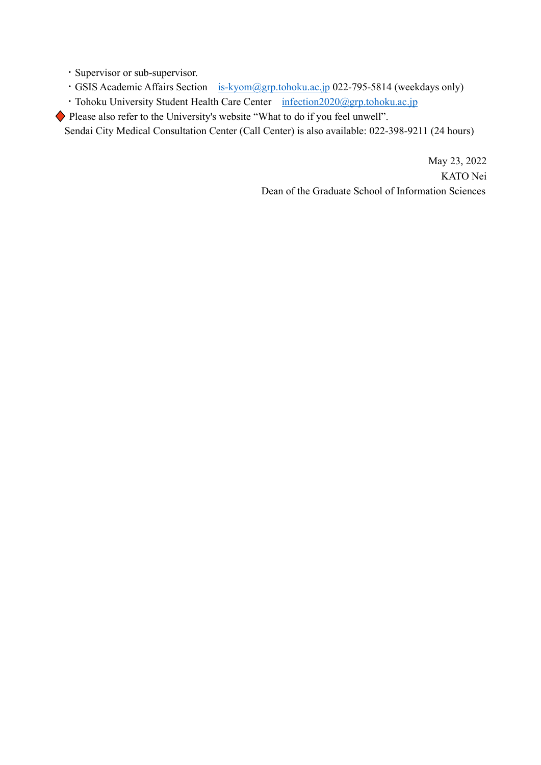- Supervisor or sub-supervisor.
- GSIS Academic Affairs Section [is-kyom@grp.tohoku.ac.jp](mailto:is-kyom@grp.tohoku.ac.jp) 022-795-5814 (weekdays only)
- Tohoku University Student Health Care Center [infection2020@grp.tohoku.ac.jp](mailto:infection2020@grp.tohoku.ac.jp)

◆ Please also refer to the University's website "What to do if you feel unwell".
Sendai City Medical Consultation Center (Call Center) is also available: 022-398-9211 (24 hours)

May 23, 2022
KATO Nei
Dean of the Graduate School of Information Sciences